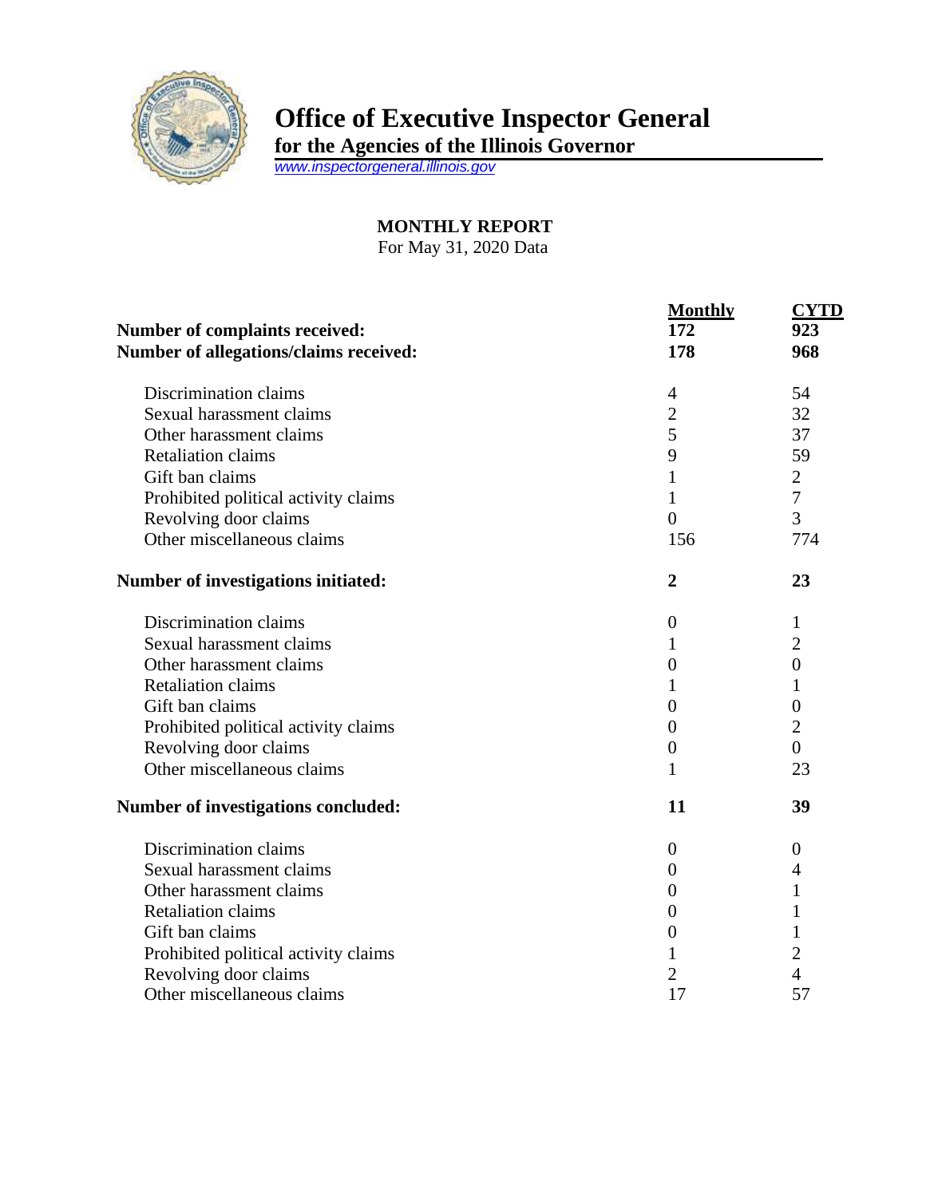# Office of Executive Inspector General

**for the Agencies of the Illinois Governor**

www.inspectorgeneral.illinois.gov

**MONTHLY REPORT**

For May 31, 2020 Data

| | Monthly | CYTD |
|---|---|---|
| **Number of complaints received:** | **172** | **923** |
| **Number of allegations/claims received:** | **178** | **968** |
| Discrimination claims | 4 | 54 |
| Sexual harassment claims | 2 | 32 |
| Other harassment claims | 5 | 37 |
| Retaliation claims | 9 | 59 |
| Gift ban claims | 1 | 2 |
| Prohibited political activity claims | 1 | 7 |
| Revolving door claims | 0 | 3 |
| Other miscellaneous claims | 156 | 774 |
| **Number of investigations initiated:** | **2** | **23** |
| Discrimination claims | 0 | 1 |
| Sexual harassment claims | 1 | 2 |
| Other harassment claims | 0 | 0 |
| Retaliation claims | 1 | 1 |
| Gift ban claims | 0 | 0 |
| Prohibited political activity claims | 0 | 2 |
| Revolving door claims | 0 | 0 |
| Other miscellaneous claims | 1 | 23 |
| **Number of investigations concluded:** | **11** | **39** |
| Discrimination claims | 0 | 0 |
| Sexual harassment claims | 0 | 4 |
| Other harassment claims | 0 | 1 |
| Retaliation claims | 0 | 1 |
| Gift ban claims | 0 | 1 |
| Prohibited political activity claims | 1 | 2 |
| Revolving door claims | 2 | 4 |
| Other miscellaneous claims | 17 | 57 |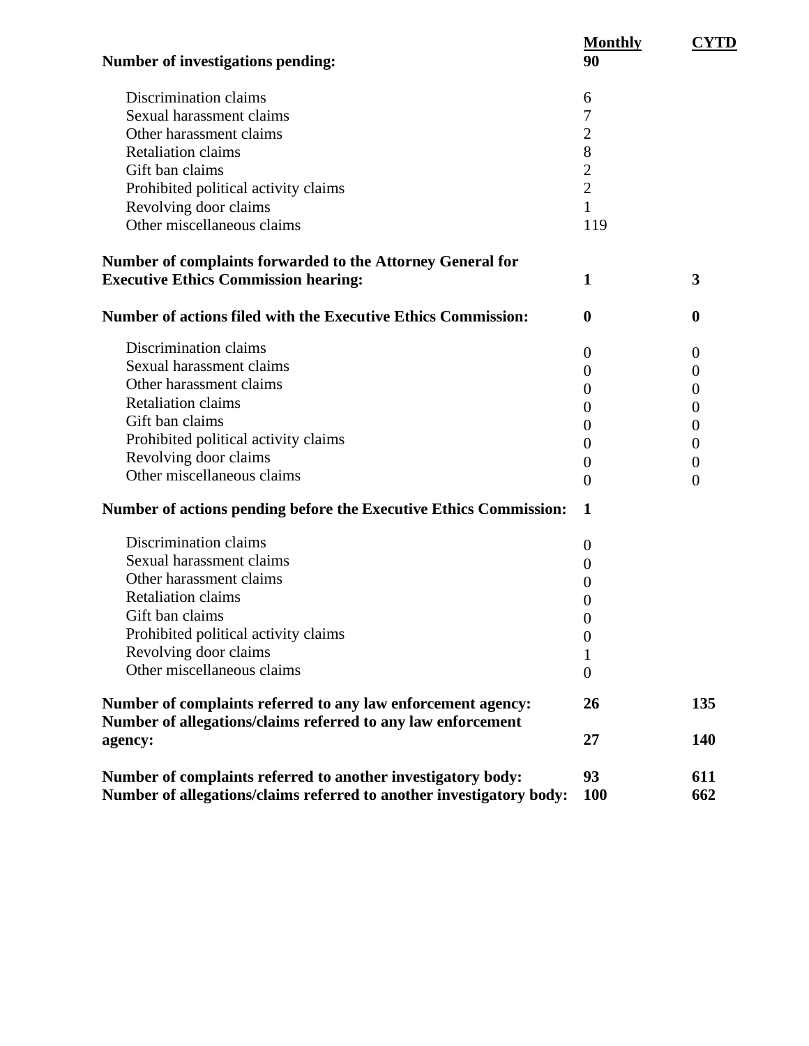| | Monthly | CYTD |
|---|---|---|
| **Number of investigations pending:** | **90** | |
| Discrimination claims | 6 | |
| Sexual harassment claims | 7 | |
| Other harassment claims | 2 | |
| Retaliation claims | 8 | |
| Gift ban claims | 2 | |
| Prohibited political activity claims | 2 | |
| Revolving door claims | 1 | |
| Other miscellaneous claims | 119 | |
| **Number of complaints forwarded to the Attorney General for Executive Ethics Commission hearing:** | **1** | **3** |
| **Number of actions filed with the Executive Ethics Commission:** | **0** | **0** |
| Discrimination claims | 0 | 0 |
| Sexual harassment claims | 0 | 0 |
| Other harassment claims | 0 | 0 |
| Retaliation claims | 0 | 0 |
| Gift ban claims | 0 | 0 |
| Prohibited political activity claims | 0 | 0 |
| Revolving door claims | 0 | 0 |
| Other miscellaneous claims | 0 | 0 |
| **Number of actions pending before the Executive Ethics Commission:** | **1** | |
| Discrimination claims | 0 | |
| Sexual harassment claims | 0 | |
| Other harassment claims | 0 | |
| Retaliation claims | 0 | |
| Gift ban claims | 0 | |
| Prohibited political activity claims | 0 | |
| Revolving door claims | 1 | |
| Other miscellaneous claims | 0 | |
| **Number of complaints referred to any law enforcement agency:** | **26** | **135** |
| **Number of allegations/claims referred to any law enforcement agency:** | **27** | **140** |
| **Number of complaints referred to another investigatory body:** | **93** | **611** |
| **Number of allegations/claims referred to another investigatory body:** | **100** | **662** |